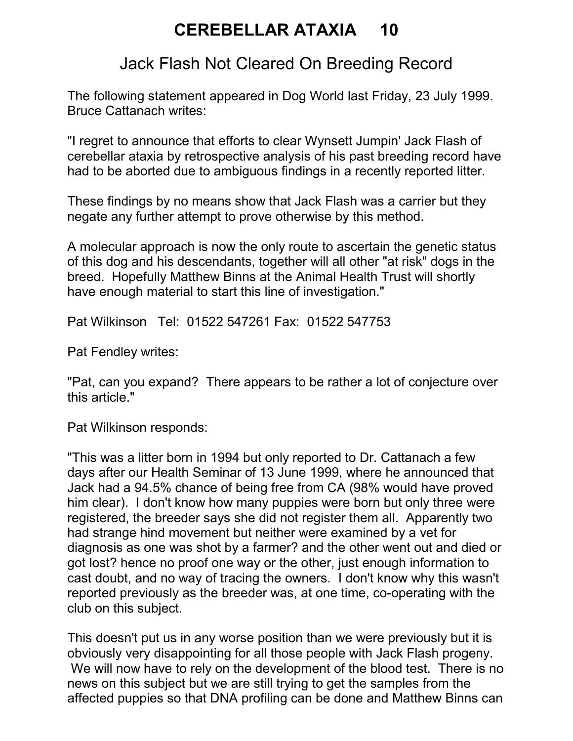# CEREBELLAR ATAXIA 10

## Jack Flash Not Cleared On Breeding Record

The following statement appeared in Dog World last Friday, 23 July 1999. Bruce Cattanach writes:

"I regret to announce that efforts to clear Wynsett Jumpin' Jack Flash of cerebellar ataxia by retrospective analysis of his past breeding record have had to be aborted due to ambiguous findings in a recently reported litter.

These findings by no means show that Jack Flash was a carrier but they negate any further attempt to prove otherwise by this method.

A molecular approach is now the only route to ascertain the genetic status of this dog and his descendants, together will all other "at risk" dogs in the breed. Hopefully Matthew Binns at the Animal Health Trust will shortly have enough material to start this line of investigation."

Pat Wilkinson Tel: 01522 547261 Fax: 01522 547753

Pat Fendley writes:

"Pat, can you expand? There appears to be rather a lot of conjecture over this article."

Pat Wilkinson responds:

"This was a litter born in 1994 but only reported to Dr. Cattanach a few days after our Health Seminar of 13 June 1999, where he announced that Jack had a 94.5% chance of being free from CA (98% would have proved him clear). I don't know how many puppies were born but only three were registered, the breeder says she did not register them all. Apparently two had strange hind movement but neither were examined by a vet for diagnosis as one was shot by a farmer? and the other went out and died or got lost? hence no proof one way or the other, just enough information to cast doubt, and no way of tracing the owners. I don't know why this wasn't reported previously as the breeder was, at one time, co-operating with the club on this subject.

This doesn't put us in any worse position than we were previously but it is obviously very disappointing for all those people with Jack Flash progeny. We will now have to rely on the development of the blood test. There is no news on this subject but we are still trying to get the samples from the affected puppies so that DNA profiling can be done and Matthew Binns can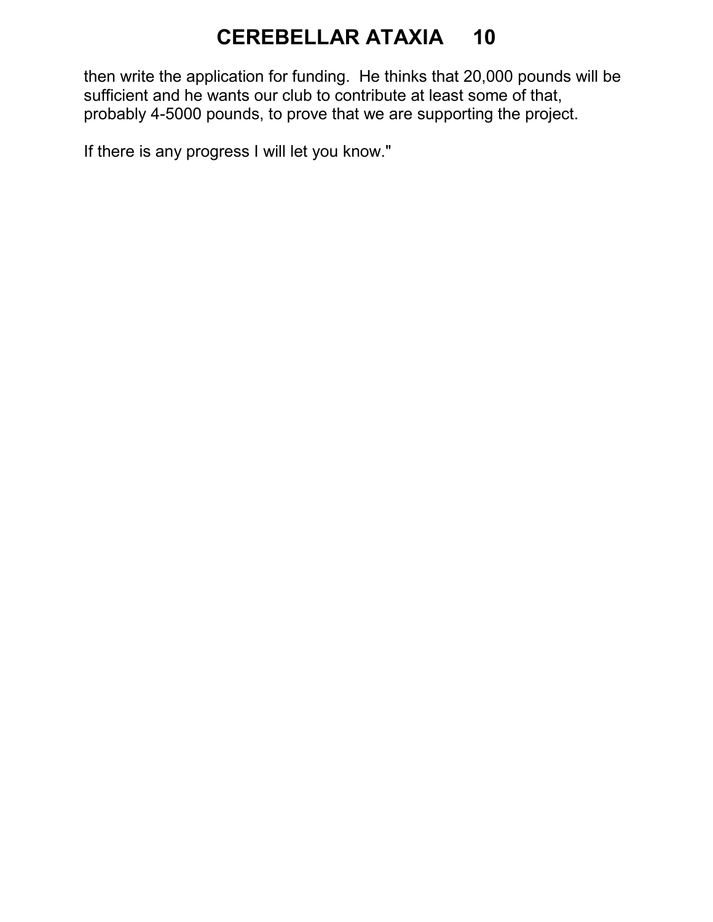then write the application for funding.  He thinks that 20,000 pounds will be sufficient and he wants our club to contribute at least some of that, probably 4-5000 pounds, to prove that we are supporting the project.

If there is any progress I will let you know."